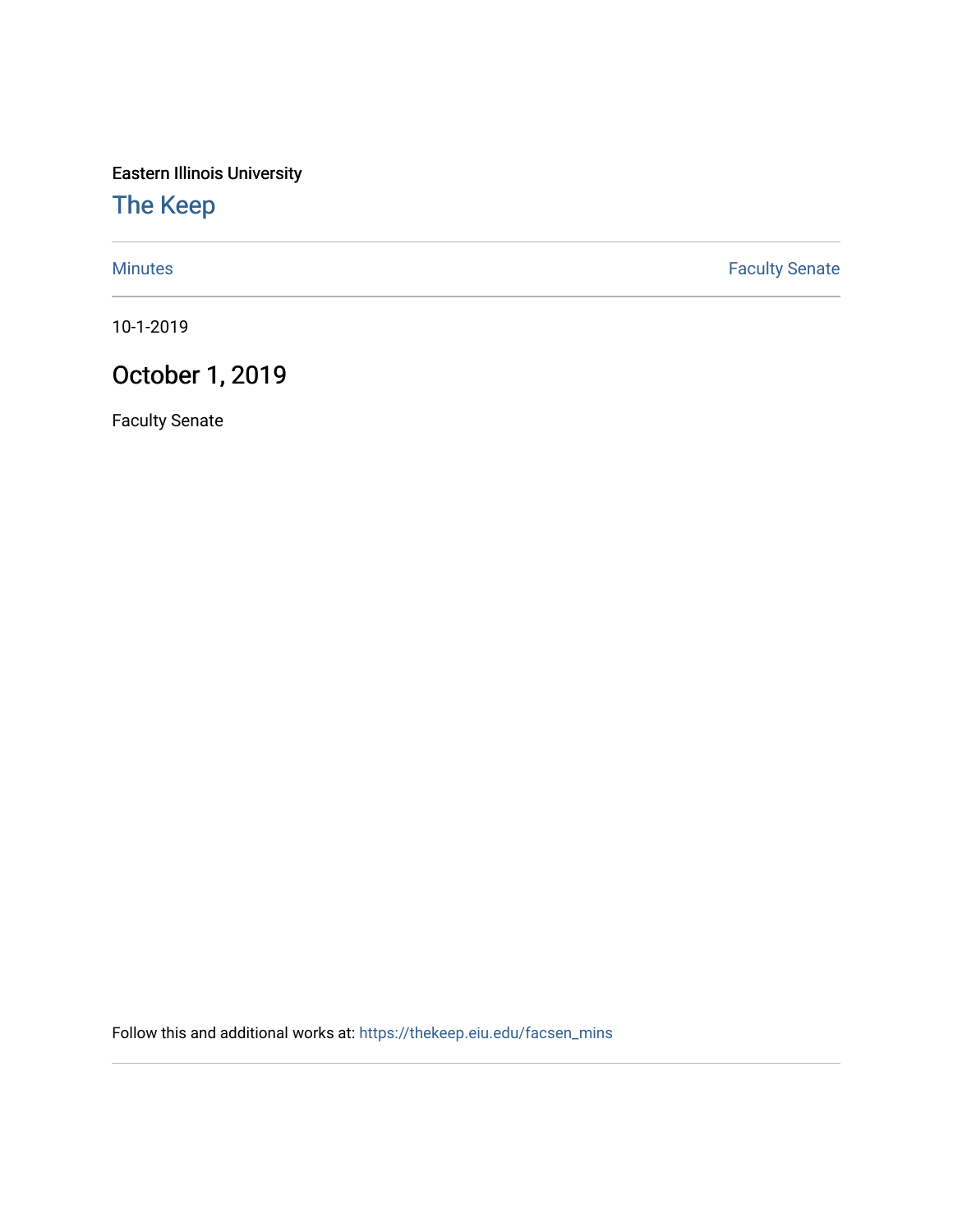Eastern Illinois University

# The Keep

Minutes | Faculty Senate

10-1-2019

## October 1, 2019

Faculty Senate

Follow this and additional works at: https://thekeep.eiu.edu/facsen_mins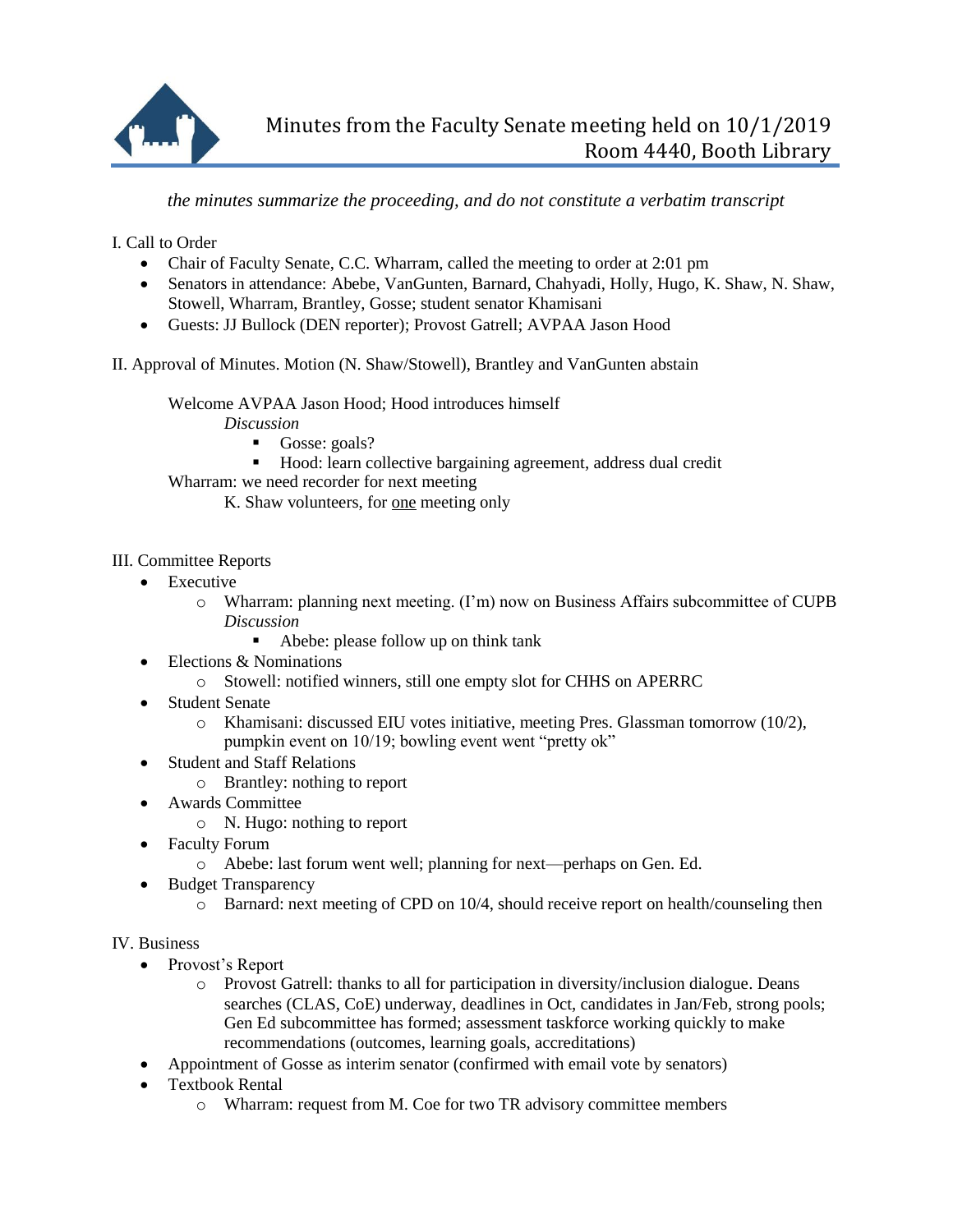# Minutes from the Faculty Senate meeting held on 10/1/2019
## Room 4440, Booth Library

*the minutes summarize the proceeding, and do not constitute a verbatim transcript*

I. Call to Order

- Chair of Faculty Senate, C.C. Wharram, called the meeting to order at 2:01 pm
- Senators in attendance: Abebe, VanGunten, Barnard, Chahyadi, Holly, Hugo, K. Shaw, N. Shaw, Stowell, Wharram, Brantley, Gosse; student senator Khamisani
- Guests: JJ Bullock (DEN reporter); Provost Gatrell; AVPAA Jason Hood

II. Approval of Minutes. Motion (N. Shaw/Stowell), Brantley and VanGunten abstain

Welcome AVPAA Jason Hood; Hood introduces himself

*Discussion*

- Gosse: goals?
- Hood: learn collective bargaining agreement, address dual credit

Wharram: we need recorder for next meeting

K. Shaw volunteers, for <u>one</u> meeting only

III. Committee Reports

- Executive
  - Wharram: planning next meeting. (I'm) now on Business Affairs subcommittee of CUPB
    *Discussion*
    - Abebe: please follow up on think tank
- Elections & Nominations
  - Stowell: notified winners, still one empty slot for CHHS on APERRC
- Student Senate
  - Khamisani: discussed EIU votes initiative, meeting Pres. Glassman tomorrow (10/2), pumpkin event on 10/19; bowling event went "pretty ok"
- Student and Staff Relations
  - Brantley: nothing to report
- Awards Committee
  - N. Hugo: nothing to report
- Faculty Forum
  - Abebe: last forum went well; planning for next—perhaps on Gen. Ed.
- Budget Transparency
  - Barnard: next meeting of CPD on 10/4, should receive report on health/counseling then

IV. Business

- Provost's Report
  - Provost Gatrell: thanks to all for participation in diversity/inclusion dialogue. Deans searches (CLAS, CoE) underway, deadlines in Oct, candidates in Jan/Feb, strong pools; Gen Ed subcommittee has formed; assessment taskforce working quickly to make recommendations (outcomes, learning goals, accreditations)
- Appointment of Gosse as interim senator (confirmed with email vote by senators)
- Textbook Rental
  - Wharram: request from M. Coe for two TR advisory committee members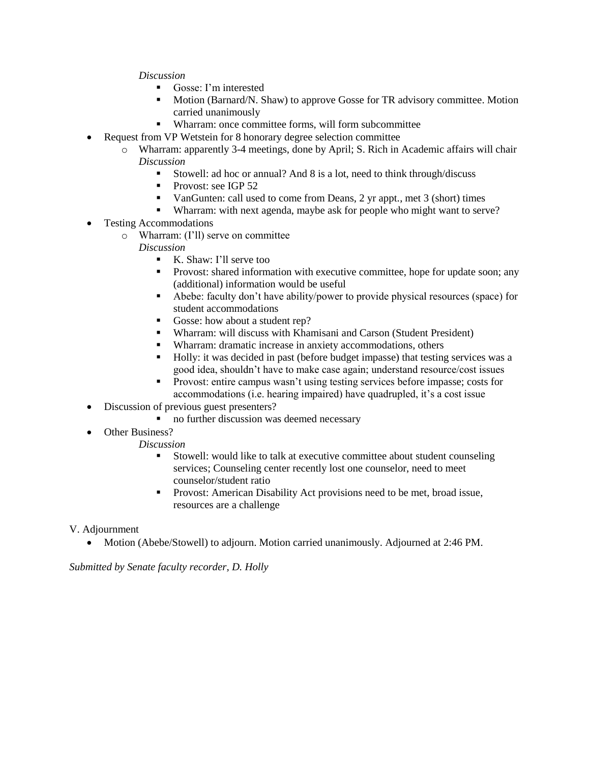*Discussion*

- Gosse: I'm interested
- Motion (Barnard/N. Shaw) to approve Gosse for TR advisory committee. Motion carried unanimously
- Wharram: once committee forms, will form subcommittee

- Request from VP Wetstein for 8 honorary degree selection committee
    - Wharram: apparently 3-4 meetings, done by April; S. Rich in Academic affairs will chair

      *Discussion*

        - Stowell: ad hoc or annual? And 8 is a lot, need to think through/discuss
        - Provost: see IGP 52
        - VanGunten: call used to come from Deans, 2 yr appt., met 3 (short) times
        - Wharram: with next agenda, maybe ask for people who might want to serve?
- Testing Accommodations
    - Wharram: (I'll) serve on committee

      *Discussion*

        - K. Shaw: I'll serve too
        - Provost: shared information with executive committee, hope for update soon; any (additional) information would be useful
        - Abebe: faculty don't have ability/power to provide physical resources (space) for student accommodations
        - Gosse: how about a student rep?
        - Wharram: will discuss with Khamisani and Carson (Student President)
        - Wharram: dramatic increase in anxiety accommodations, others
        - Holly: it was decided in past (before budget impasse) that testing services was a good idea, shouldn't have to make case again; understand resource/cost issues
        - Provost: entire campus wasn't using testing services before impasse; costs for accommodations (i.e. hearing impaired) have quadrupled, it's a cost issue
- Discussion of previous guest presenters?
    - no further discussion was deemed necessary
- Other Business?

  *Discussion*

    - Stowell: would like to talk at executive committee about student counseling services; Counseling center recently lost one counselor, need to meet counselor/student ratio
    - Provost: American Disability Act provisions need to be met, broad issue, resources are a challenge

V. Adjournment

- Motion (Abebe/Stowell) to adjourn. Motion carried unanimously. Adjourned at 2:46 PM.

*Submitted by Senate faculty recorder, D. Holly*